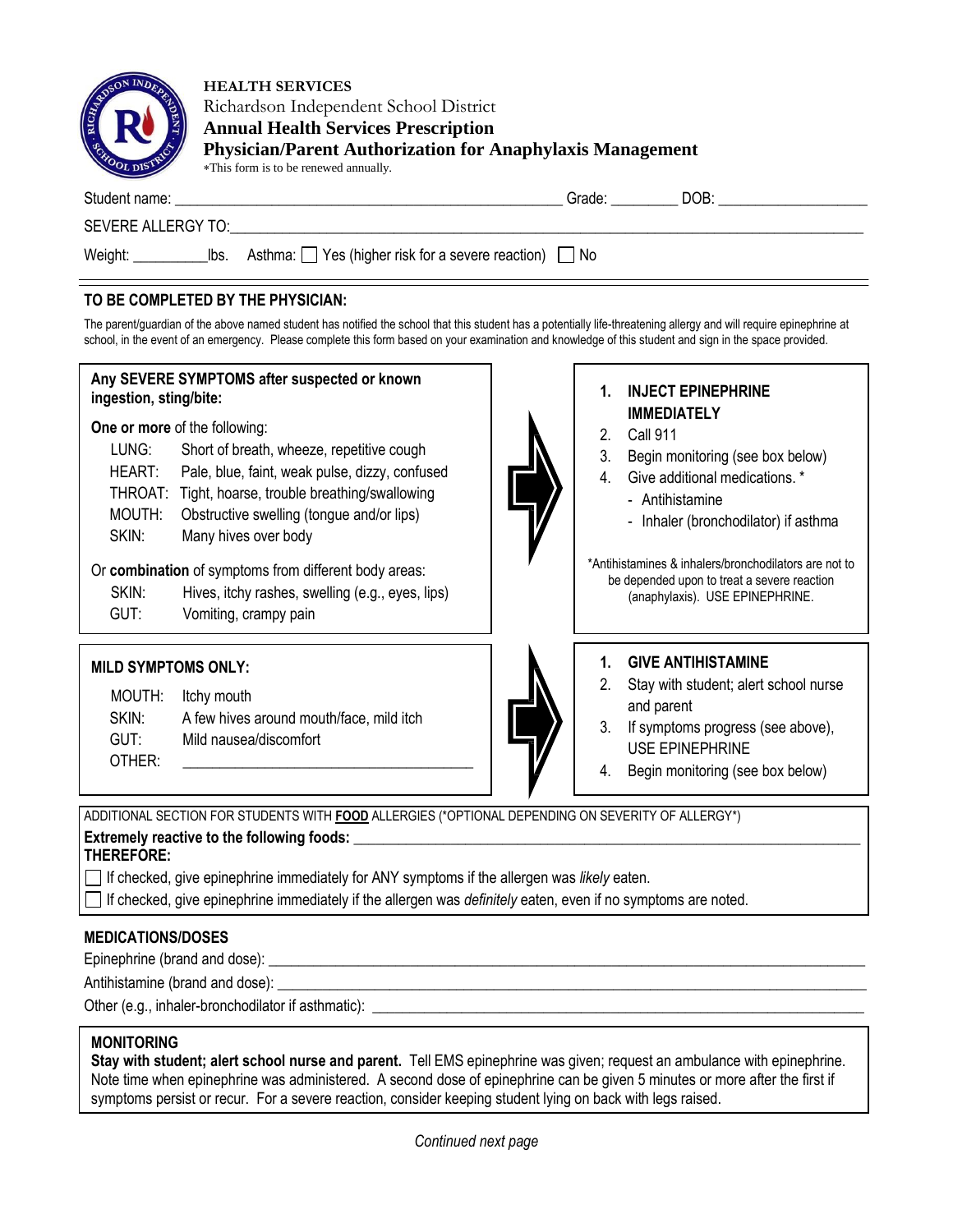**HEALTH SERVICES**

Richardson Independent School District

**Annual Health Services Prescription**

**Physician/Parent Authorization for Anaphylaxis Management**

*This form is to be renewed annually.

Student name: ________________________________________________ Grade: ________ DOB: __________________

SEVERE ALLERGY TO:___________________________________________________________________________________

Weight: _________lbs. Asthma: ☐ Yes (higher risk for a severe reaction) ☐ No

## TO BE COMPLETED BY THE PHYSICIAN:

The parent/guardian of the above named student has notified the school that this student has a potentially life-threatening allergy and will require epinephrine at school, in the event of an emergency. Please complete this form based on your examination and knowledge of this student and sign in the space provided.

**Any SEVERE SYMPTOMS after suspected or known ingestion, sting/bite:**

**One or more** of the following:

- LUNG: Short of breath, wheeze, repetitive cough
- HEART: Pale, blue, faint, weak pulse, dizzy, confused
- THROAT: Tight, hoarse, trouble breathing/swallowing
- MOUTH: Obstructive swelling (tongue and/or lips)
- SKIN: Many hives over body

Or **combination** of symptoms from different body areas:

- SKIN: Hives, itchy rashes, swelling (e.g., eyes, lips)
- GUT: Vomiting, crampy pain

→

1. **INJECT EPINEPHRINE IMMEDIATELY**
2. Call 911
3. Begin monitoring (see box below)
4. Give additional medications. *
   - Antihistamine
   - Inhaler (bronchodilator) if asthma

*Antihistamines & inhalers/bronchodilators are not to be depended upon to treat a severe reaction (anaphylaxis). USE EPINEPHRINE.

**MILD SYMPTOMS ONLY:**

- MOUTH: Itchy mouth
- SKIN: A few hives around mouth/face, mild itch
- GUT: Mild nausea/discomfort
- OTHER: ____________________________________

→

1. **GIVE ANTIHISTAMINE**
2. Stay with student; alert school nurse and parent
3. If symptoms progress (see above), USE EPINEPHRINE
4. Begin monitoring (see box below)

ADDITIONAL SECTION FOR STUDENTS WITH **FOOD** ALLERGIES (*OPTIONAL DEPENDING ON SEVERITY OF ALLERGY*)

**Extremely reactive to the following foods:** ____________________________________________________________

**THEREFORE:**

☐ If checked, give epinephrine immediately for ANY symptoms if the allergen was *likely* eaten.

☐ If checked, give epinephrine immediately if the allergen was *definitely* eaten, even if no symptoms are noted.

## MEDICATIONS/DOSES

Epinephrine (brand and dose): ______________________________________________________________________

Antihistamine (brand and dose): _____________________________________________________________________

Other (e.g., inhaler-bronchodilator if asthmatic): _______________________________________________________

## MONITORING

**Stay with student; alert school nurse and parent.** Tell EMS epinephrine was given; request an ambulance with epinephrine. Note time when epinephrine was administered. A second dose of epinephrine can be given 5 minutes or more after the first if symptoms persist or recur. For a severe reaction, consider keeping student lying on back with legs raised.

*Continued next page*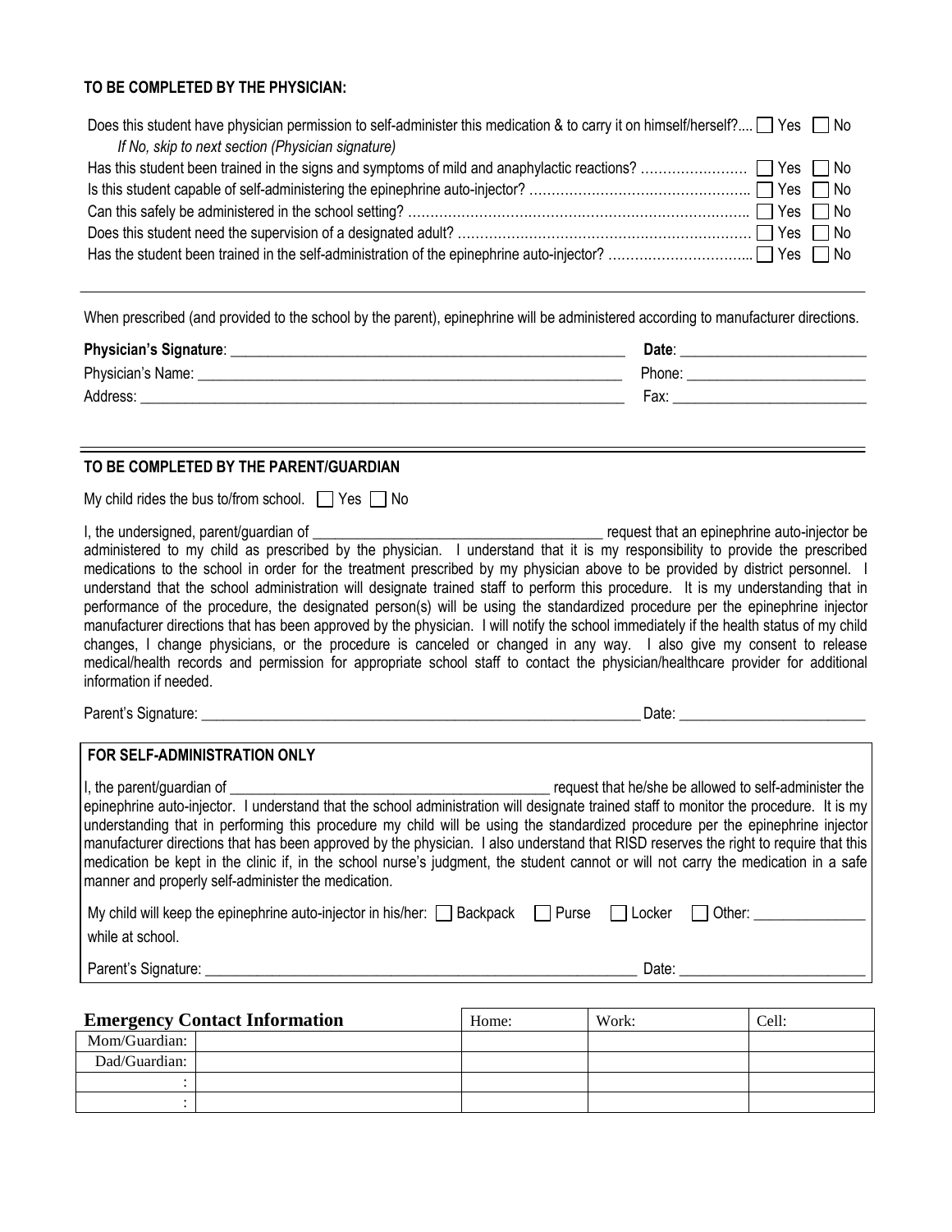**TO BE COMPLETED BY THE PHYSICIAN:**

Does this student have physician permission to self-administer this medication & to carry it on himself/herself?.... ☐ Yes ☐ No

*If No, skip to next section (Physician signature)*

Has this student been trained in the signs and symptoms of mild and anaphylactic reactions? …………………… ☐ Yes ☐ No

Is this student capable of self-administering the epinephrine auto-injector? ………………………………………….. ☐ Yes ☐ No

Can this safely be administered in the school setting? ………………………………………………………………….. ☐ Yes ☐ No

Does this student need the supervision of a designated adult? ………………………………………………………… ☐ Yes ☐ No

Has the student been trained in the self-administration of the epinephrine auto-injector? …………………………... ☐ Yes ☐ No

---

When prescribed (and provided to the school by the parent), epinephrine will be administered according to manufacturer directions.

**Physician's Signature**: ____________________________________________________ **Date**: ______________________

Physician's Name: ________________________________________________________ Phone: ______________________

Address: _______________________________________________________________ Fax: ________________________

---

**TO BE COMPLETED BY THE PARENT/GUARDIAN**

My child rides the bus to/from school. ☐ Yes ☐ No

I, the undersigned, parent/guardian of ____________________________________ request that an epinephrine auto-injector be administered to my child as prescribed by the physician. I understand that it is my responsibility to provide the prescribed medications to the school in order for the treatment prescribed by my physician above to be provided by district personnel. I understand that the school administration will designate trained staff to perform this procedure. It is my understanding that in performance of the procedure, the designated person(s) will be using the standardized procedure per the epinephrine injector manufacturer directions that has been approved by the physician. I will notify the school immediately if the health status of my child changes, I change physicians, or the procedure is canceled or changed in any way. I also give my consent to release medical/health records and permission for appropriate school staff to contact the physician/healthcare provider for additional information if needed.

Parent's Signature: ________________________________________________________ Date: ______________________

**FOR SELF-ADMINISTRATION ONLY**

I, the parent/guardian of ________________________________________ request that he/she be allowed to self-administer the epinephrine auto-injector. I understand that the school administration will designate trained staff to monitor the procedure. It is my understanding that in performing this procedure my child will be using the standardized procedure per the epinephrine injector manufacturer directions that has been approved by the physician. I also understand that RISD reserves the right to require that this medication be kept in the clinic if, in the school nurse's judgment, the student cannot or will not carry the medication in a safe manner and properly self-administer the medication.

My child will keep the epinephrine auto-injector in his/her: ☐ Backpack ☐ Purse ☐ Locker ☐ Other: ______________ while at school.

Parent's Signature: ________________________________________________________ Date: ______________________

| **Emergency Contact Information** | | Home: | Work: | Cell: |
|---|---|---|---|---|
| Mom/Guardian: | | | | |
| Dad/Guardian: | | | | |
| : | | | | |
| : | | | | |